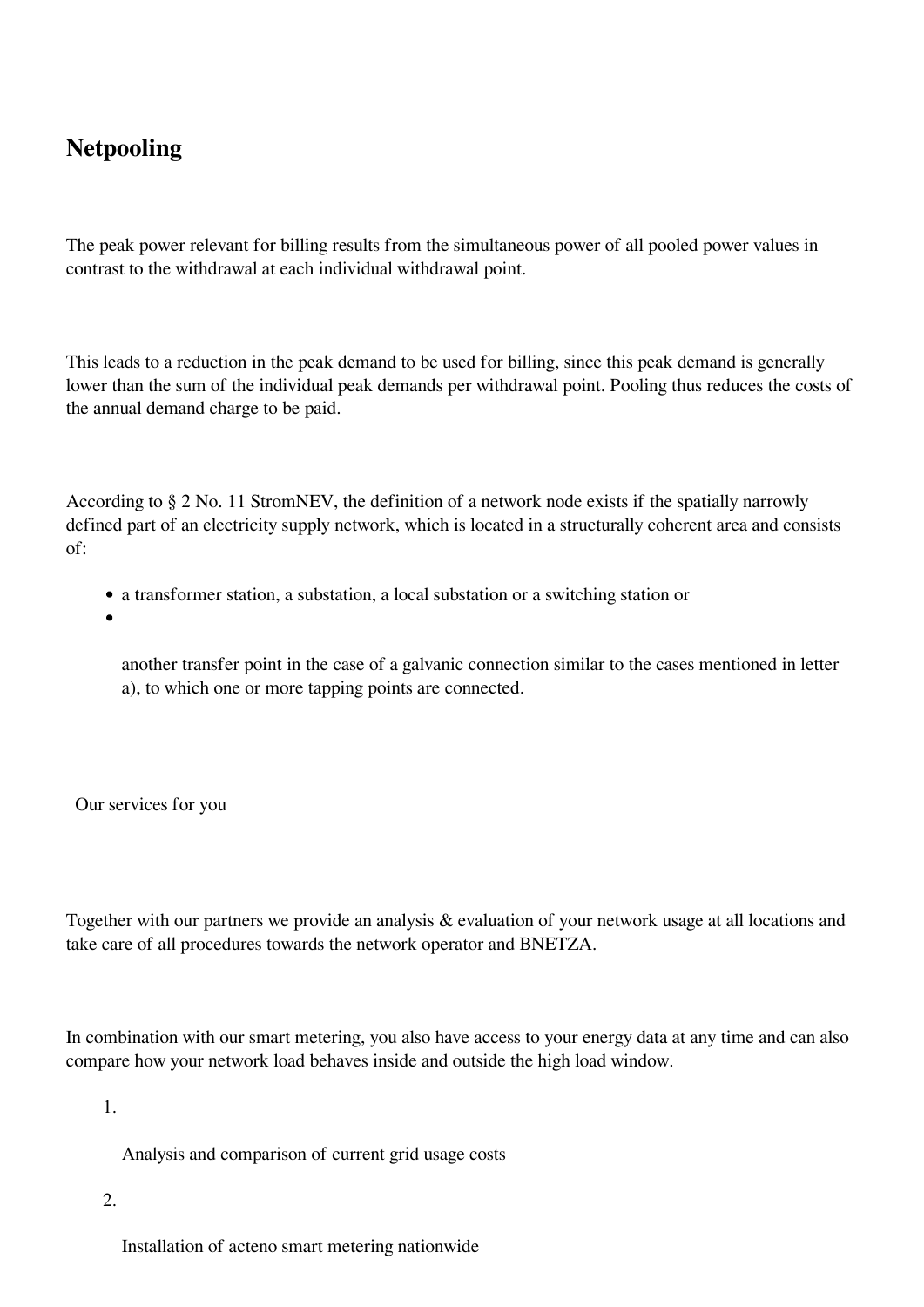## Netpooling

The peak power relevant for billing results from the simultaneous power of all pooled power values in contrast to the withdrawal at each individual withdrawal point.

This leads to a reduction in the peak demand to be used for billing, since this peak demand is generally lower than the sum of the individual peak demands per withdrawal point. Pooling thus reduces the costs of the annual demand charge to be paid.

According to § 2 No. 11 StromNEV, the definition of a network node exists if the spatially narrowly defined part of an electricity supply network, which is located in a structurally coherent area and consists of:

- a transformer station, a substation, a local substation or a switching station or
- another transfer point in the case of a galvanic connection similar to the cases mentioned in letter a), to which one or more tapping points are connected.

Our services for you

Together with our partners we provide an analysis & evaluation of your network usage at all locations and take care of all procedures towards the network operator and BNETZA.

In combination with our smart metering, you also have access to your energy data at any time and can also compare how your network load behaves inside and outside the high load window.

1. Analysis and comparison of current grid usage costs
2. Installation of acteno smart metering nationwide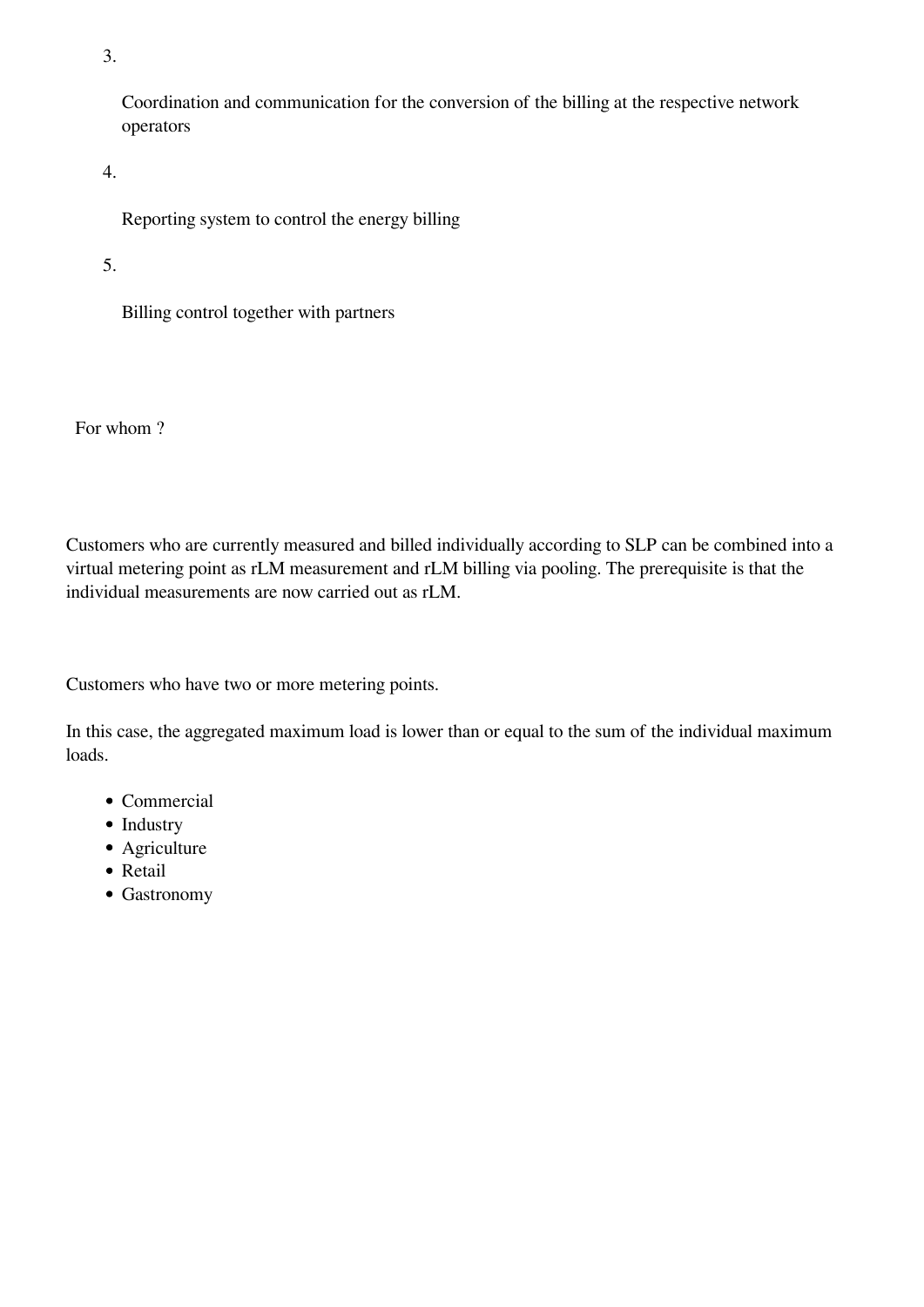3. Coordination and communication for the conversion of the billing at the respective network operators

4. Reporting system to control the energy billing

5. Billing control together with partners

## For whom ?

Customers who are currently measured and billed individually according to SLP can be combined into a virtual metering point as rLM measurement and rLM billing via pooling. The prerequisite is that the individual measurements are now carried out as rLM.

Customers who have two or more metering points.

In this case, the aggregated maximum load is lower than or equal to the sum of the individual maximum loads.

- Commercial
- Industry
- Agriculture
- Retail
- Gastronomy